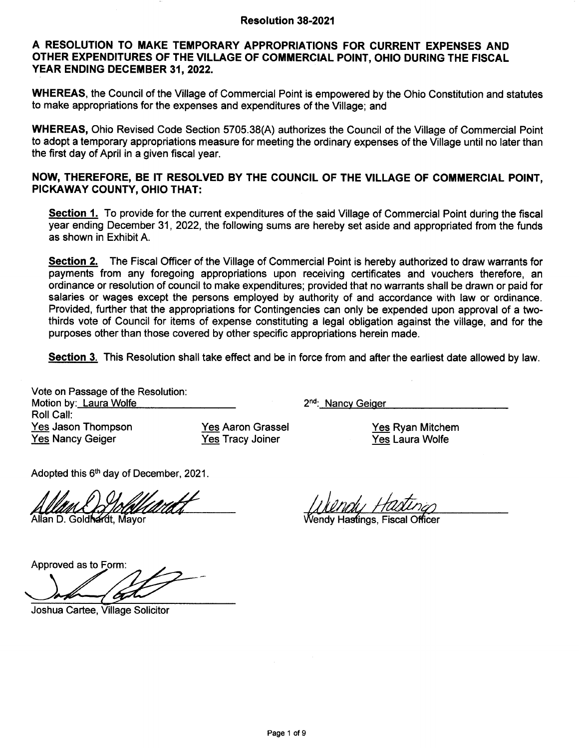# Resolution 38-2021

**A RESOLUTION TO MAKE TEMPORARY APPROPRIATIONS FOR CURRENT EXPENSES AND OTHER EXPENDITURES OF THE VILLAGE OF COMMERCIAL POINT, OHIO DURING THE FISCAL YEAR ENDING DECEMBER 31, 2022.**

**WHEREAS**, the Council of the Village of Commercial Point is empowered by the Ohio Constitution and statutes to make appropriations for the expenses and expenditures of the Village; and

**WHEREAS,** Ohio Revised Code Section 5705.38(A) authorizes the Council of the Village of Commercial Point to adopt a temporary appropriations measure for meeting the ordinary expenses of the Village until no later than the first day of April in a given fiscal year.

**NOW, THEREFORE, BE IT RESOLVED BY THE COUNCIL OF THE VILLAGE OF COMMERCIAL POINT, PICKAWAY COUNTY, OHIO THAT:**

**Section 1.** To provide for the current expenditures of the said Village of Commercial Point during the fiscal year ending December 31, 2022, the following sums are hereby set aside and appropriated from the funds as shown in Exhibit A.

**Section 2.** The Fiscal Officer of the Village of Commercial Point is hereby authorized to draw warrants for payments from any foregoing appropriations upon receiving certificates and vouchers therefore, an ordinance or resolution of council to make expenditures; provided that no warrants shall be drawn or paid for salaries or wages except the persons employed by authority of and accordance with law or ordinance. Provided, further that the appropriations for Contingencies can only be expended upon approval of a two-thirds vote of Council for items of expense constituting a legal obligation against the village, and for the purposes other than those covered by other specific appropriations herein made.

**Section 3.** This Resolution shall take effect and be in force from and after the earliest date allowed by law.

Vote on Passage of the Resolution:
Motion by: Laura Wolfe
2nd: Nancy Geiger
Roll Call:

Yes Jason Thompson
Yes Aaron Grassel
Yes Ryan Mitchem
Yes Nancy Geiger
Yes Tracy Joiner
Yes Laura Wolfe

Adopted this 6th day of December, 2021.

Allan D. Goldhardt, Mayor

Wendy Hastings, Fiscal Officer

Approved as to Form:

Joshua Cartee, Village Solicitor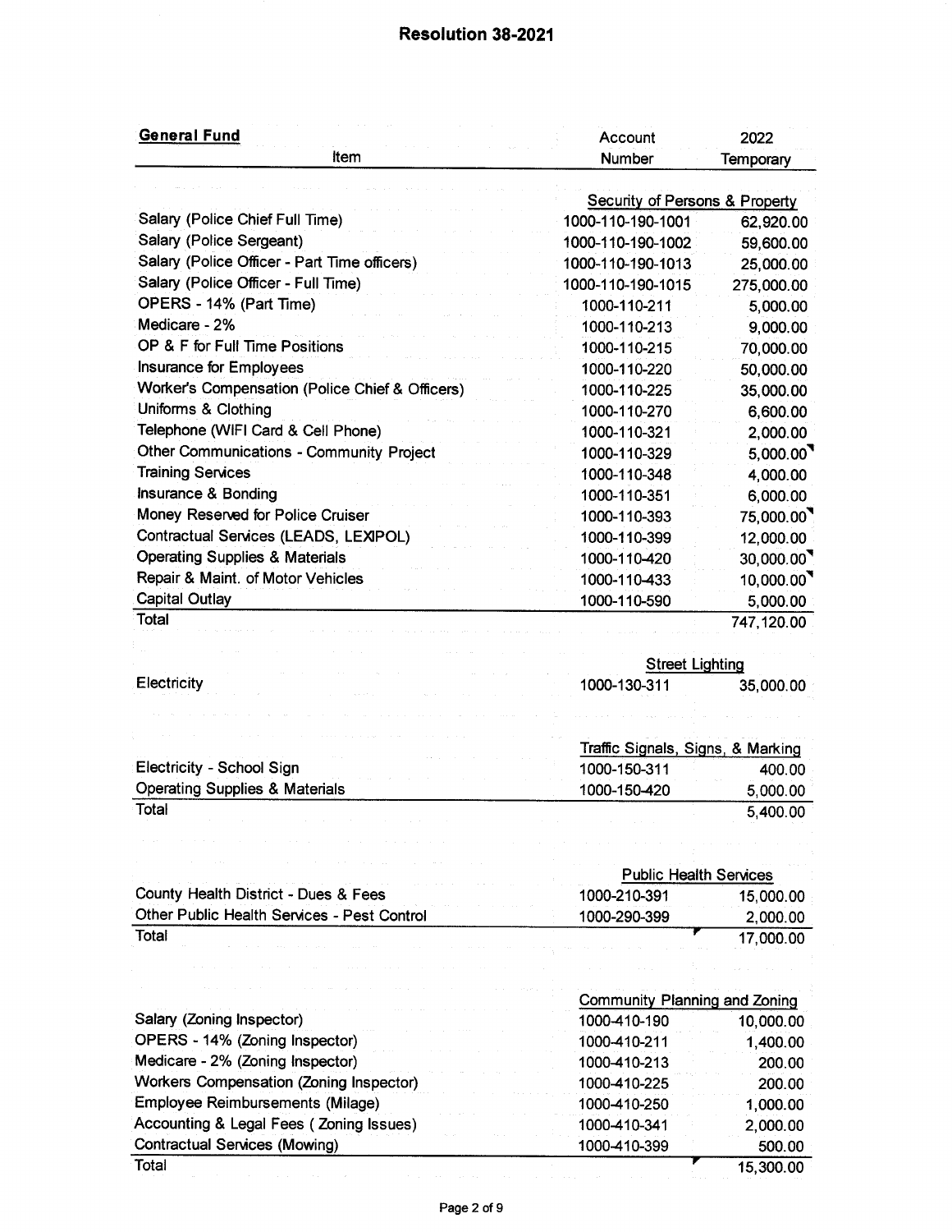## Resolution 38-2021

| General Fund Item | Account Number | 2022 Temporary |
|---|---|---|
| | **Security of Persons & Property** | |
| Salary (Police Chief Full Time) | 1000-110-190-1001 | 62,920.00 |
| Salary (Police Sergeant) | 1000-110-190-1002 | 59,600.00 |
| Salary (Police Officer - Part Time officers) | 1000-110-190-1013 | 25,000.00 |
| Salary (Police Officer - Full Time) | 1000-110-190-1015 | 275,000.00 |
| OPERS - 14% (Part Time) | 1000-110-211 | 5,000.00 |
| Medicare - 2% | 1000-110-213 | 9,000.00 |
| OP & F for Full Time Positions | 1000-110-215 | 70,000.00 |
| Insurance for Employees | 1000-110-220 | 50,000.00 |
| Worker's Compensation (Police Chief & Officers) | 1000-110-225 | 35,000.00 |
| Uniforms & Clothing | 1000-110-270 | 6,600.00 |
| Telephone (WIFI Card & Cell Phone) | 1000-110-321 | 2,000.00 |
| Other Communications - Community Project | 1000-110-329 | 5,000.00 |
| Training Services | 1000-110-348 | 4,000.00 |
| Insurance & Bonding | 1000-110-351 | 6,000.00 |
| Money Reserved for Police Cruiser | 1000-110-393 | 75,000.00 |
| Contractual Services (LEADS, LEXIPOL) | 1000-110-399 | 12,000.00 |
| Operating Supplies & Materials | 1000-110-420 | 30,000.00 |
| Repair & Maint. of Motor Vehicles | 1000-110-433 | 10,000.00 |
| Capital Outlay | 1000-110-590 | 5,000.00 |
| Total | | 747,120.00 |
| | **Street Lighting** | |
| Electricity | 1000-130-311 | 35,000.00 |
| | **Traffic Signals, Signs, & Marking** | |
| Electricity - School Sign | 1000-150-311 | 400.00 |
| Operating Supplies & Materials | 1000-150-420 | 5,000.00 |
| Total | | 5,400.00 |
| | **Public Health Services** | |
| County Health District - Dues & Fees | 1000-210-391 | 15,000.00 |
| Other Public Health Services - Pest Control | 1000-290-399 | 2,000.00 |
| Total | | 17,000.00 |
| | **Community Planning and Zoning** | |
| Salary (Zoning Inspector) | 1000-410-190 | 10,000.00 |
| OPERS - 14% (Zoning Inspector) | 1000-410-211 | 1,400.00 |
| Medicare - 2% (Zoning Inspector) | 1000-410-213 | 200.00 |
| Workers Compensation (Zoning Inspector) | 1000-410-225 | 200.00 |
| Employee Reimbursements (Milage) | 1000-410-250 | 1,000.00 |
| Accounting & Legal Fees ( Zoning Issues) | 1000-410-341 | 2,000.00 |
| Contractual Services (Mowing) | 1000-410-399 | 500.00 |
| Total | | 15,300.00 |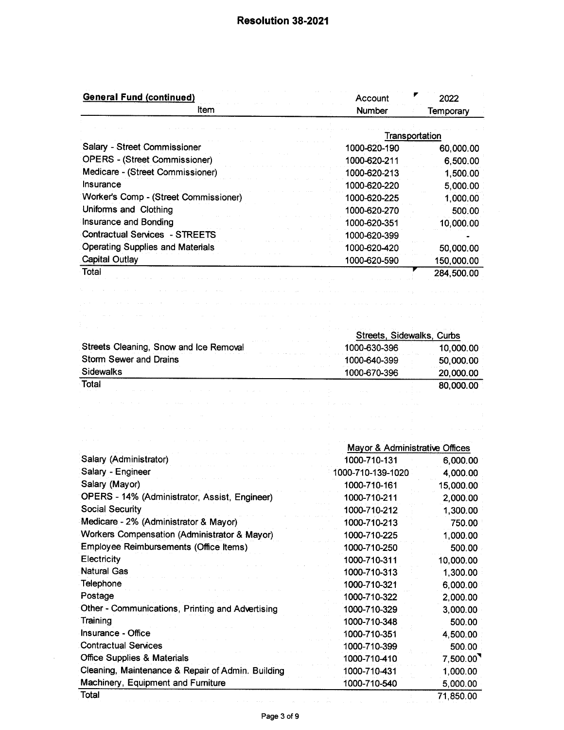## Resolution 38-2021

| General Fund (continued)<br>Item | Account Number | 2022 Temporary |
|---|---|---|
| | Transportation | |
| Salary - Street Commissioner | 1000-620-190 | 60,000.00 |
| OPERS - (Street Commissioner) | 1000-620-211 | 6,500.00 |
| Medicare - (Street Commissioner) | 1000-620-213 | 1,500.00 |
| Insurance | 1000-620-220 | 5,000.00 |
| Worker's Comp - (Street Commissioner) | 1000-620-225 | 1,000.00 |
| Uniforms and Clothing | 1000-620-270 | 500.00 |
| Insurance and Bonding | 1000-620-351 | 10,000.00 |
| Contractual Services - STREETS | 1000-620-399 | - |
| Operating Supplies and Materials | 1000-620-420 | 50,000.00 |
| Capital Outlay | 1000-620-590 | 150,000.00 |
| Total | | 284,500.00 |

| Item | Streets, Sidewalks, Curbs | |
|---|---|---|
| Streets Cleaning, Snow and Ice Removal | 1000-630-396 | 10,000.00 |
| Storm Sewer and Drains | 1000-640-399 | 50,000.00 |
| Sidewalks | 1000-670-396 | 20,000.00 |
| Total | | 80,000.00 |

| Item | Mayor & Administrative Offices | |
|---|---|---|
| Salary (Administrator) | 1000-710-131 | 6,000.00 |
| Salary - Engineer | 1000-710-139-1020 | 4,000.00 |
| Salary (Mayor) | 1000-710-161 | 15,000.00 |
| OPERS - 14% (Administrator, Assist, Engineer) | 1000-710-211 | 2,000.00 |
| Social Security | 1000-710-212 | 1,300.00 |
| Medicare - 2% (Administrator & Mayor) | 1000-710-213 | 750.00 |
| Workers Compensation (Administrator & Mayor) | 1000-710-225 | 1,000.00 |
| Employee Reimbursements (Office Items) | 1000-710-250 | 500.00 |
| Electricity | 1000-710-311 | 10,000.00 |
| Natural Gas | 1000-710-313 | 1,300.00 |
| Telephone | 1000-710-321 | 6,000.00 |
| Postage | 1000-710-322 | 2,000.00 |
| Other - Communications, Printing and Advertising | 1000-710-329 | 3,000.00 |
| Training | 1000-710-348 | 500.00 |
| Insurance - Office | 1000-710-351 | 4,500.00 |
| Contractual Services | 1000-710-399 | 500.00 |
| Office Supplies & Materials | 1000-710-410 | 7,500.00 |
| Cleaning, Maintenance & Repair of Admin. Building | 1000-710-431 | 1,000.00 |
| Machinery, Equipment and Furniture | 1000-710-540 | 5,000.00 |
| Total | | 71,850.00 |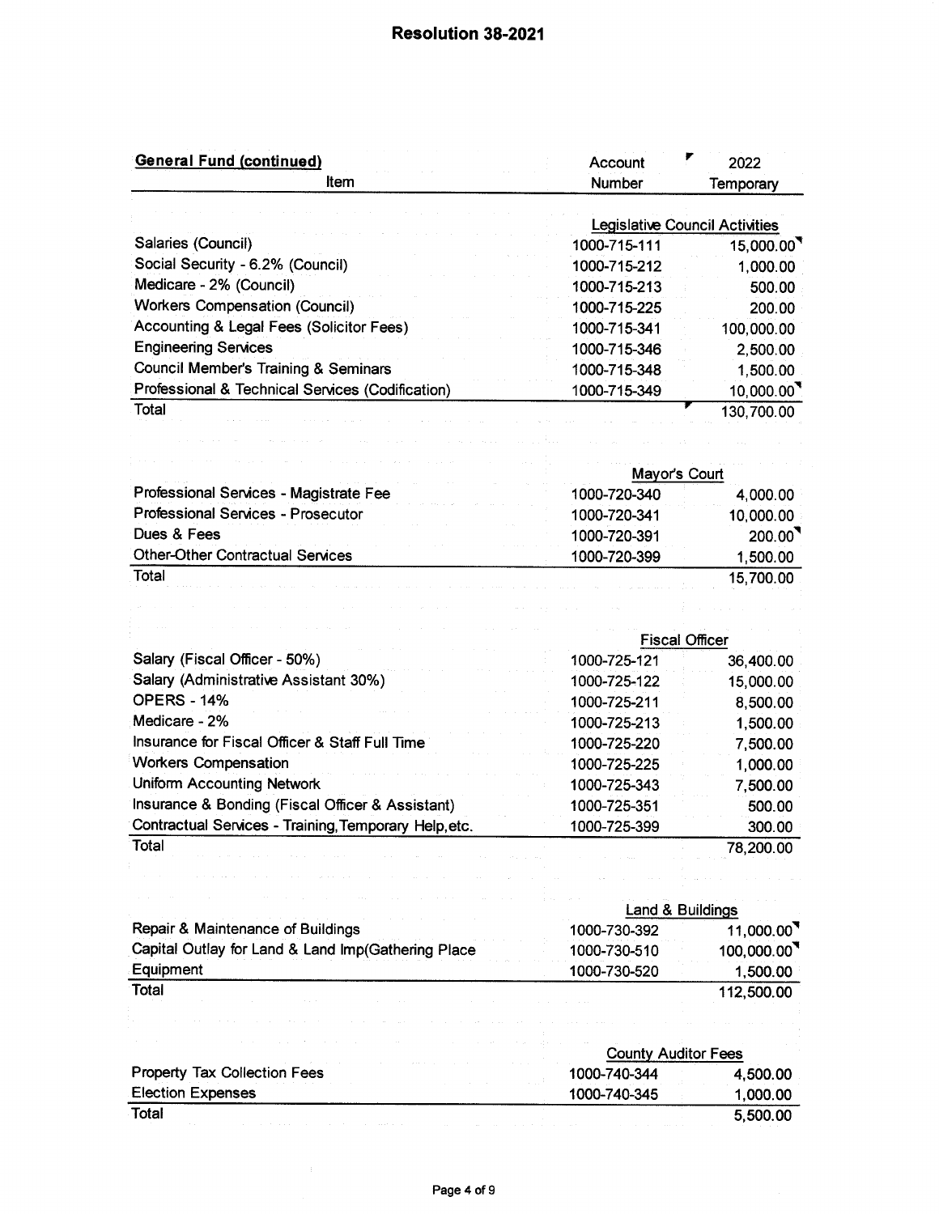## Resolution 38-2021

| General Fund (continued)<br>Item | Account Number | 2022 Temporary |
|---|---|---|
| | Legislative Council Activities | |
| Salaries (Council) | 1000-715-111 | 15,000.00 |
| Social Security - 6.2% (Council) | 1000-715-212 | 1,000.00 |
| Medicare - 2% (Council) | 1000-715-213 | 500.00 |
| Workers Compensation (Council) | 1000-715-225 | 200.00 |
| Accounting & Legal Fees (Solicitor Fees) | 1000-715-341 | 100,000.00 |
| Engineering Services | 1000-715-346 | 2,500.00 |
| Council Member's Training & Seminars | 1000-715-348 | 1,500.00 |
| Professional & Technical Services (Codification) | 1000-715-349 | 10,000.00 |
| Total | | 130,700.00 |
| | Mayor's Court | |
| Professional Services - Magistrate Fee | 1000-720-340 | 4,000.00 |
| Professional Services - Prosecutor | 1000-720-341 | 10,000.00 |
| Dues & Fees | 1000-720-391 | 200.00 |
| Other-Other Contractual Services | 1000-720-399 | 1,500.00 |
| Total | | 15,700.00 |
| | Fiscal Officer | |
| Salary (Fiscal Officer - 50%) | 1000-725-121 | 36,400.00 |
| Salary (Administrative Assistant 30%) | 1000-725-122 | 15,000.00 |
| OPERS - 14% | 1000-725-211 | 8,500.00 |
| Medicare - 2% | 1000-725-213 | 1,500.00 |
| Insurance for Fiscal Officer & Staff Full Time | 1000-725-220 | 7,500.00 |
| Workers Compensation | 1000-725-225 | 1,000.00 |
| Uniform Accounting Network | 1000-725-343 | 7,500.00 |
| Insurance & Bonding (Fiscal Officer & Assistant) | 1000-725-351 | 500.00 |
| Contractual Services - Training, Temporary Help, etc. | 1000-725-399 | 300.00 |
| Total | | 78,200.00 |
| | Land & Buildings | |
| Repair & Maintenance of Buildings | 1000-730-392 | 11,000.00 |
| Capital Outlay for Land & Land Imp(Gathering Place | 1000-730-510 | 100,000.00 |
| Equipment | 1000-730-520 | 1,500.00 |
| Total | | 112,500.00 |
| | County Auditor Fees | |
| Property Tax Collection Fees | 1000-740-344 | 4,500.00 |
| Election Expenses | 1000-740-345 | 1,000.00 |
| Total | | 5,500.00 |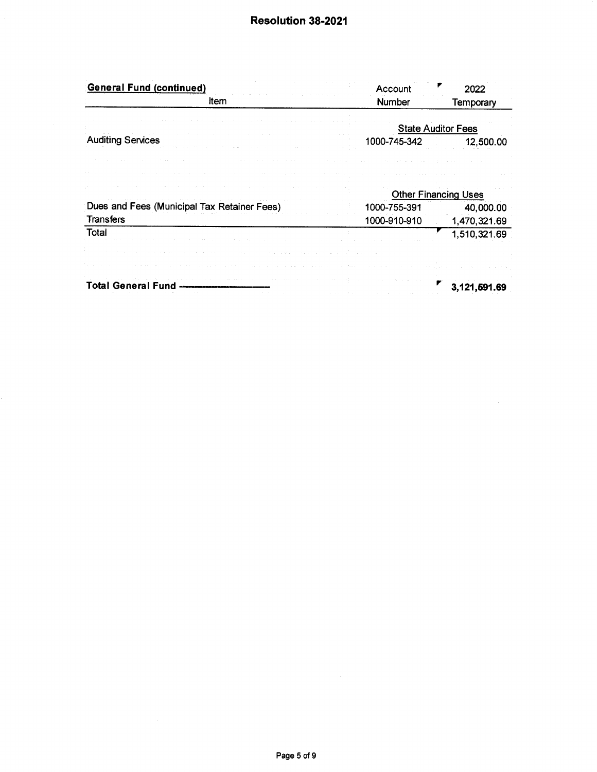## Resolution 38-2021

| General Fund (continued) Item | Account Number | 2022 Temporary |
|---|---|---|
| | State Auditor Fees | |
| Auditing Services | 1000-745-342 | 12,500.00 |
| | Other Financing Uses | |
| Dues and Fees (Municipal Tax Retainer Fees) | 1000-755-391 | 40,000.00 |
| Transfers | 1000-910-910 | 1,470,321.69 |
| Total | | 1,510,321.69 |
| **Total General Fund** | | **3,121,591.69** |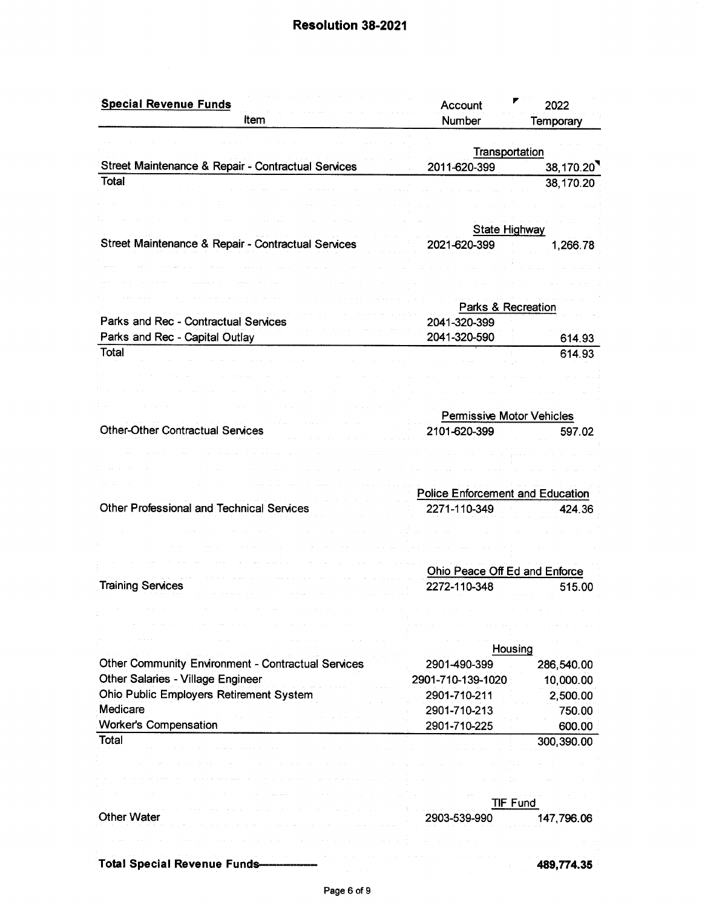## Resolution 38-2021

| **Special Revenue Funds** Item | Account Number | 2022 Temporary |
|---|---|---|
| | Transportation | |
| Street Maintenance & Repair - Contractual Services | 2011-620-399 | 38,170.20 |
| Total | | 38,170.20 |
| | State Highway | |
| Street Maintenance & Repair - Contractual Services | 2021-620-399 | 1,266.78 |
| | Parks & Recreation | |
| Parks and Rec - Contractual Services | 2041-320-399 | |
| Parks and Rec - Capital Outlay | 2041-320-590 | 614.93 |
| Total | | 614.93 |
| | Permissive Motor Vehicles | |
| Other-Other Contractual Services | 2101-620-399 | 597.02 |
| | Police Enforcement and Education | |
| Other Professional and Technical Services | 2271-110-349 | 424.36 |
| | Ohio Peace Off Ed and Enforce | |
| Training Services | 2272-110-348 | 515.00 |
| | Housing | |
| Other Community Environment - Contractual Services | 2901-490-399 | 286,540.00 |
| Other Salaries - Village Engineer | 2901-710-139-1020 | 10,000.00 |
| Ohio Public Employers Retirement System | 2901-710-211 | 2,500.00 |
| Medicare | 2901-710-213 | 750.00 |
| Worker's Compensation | 2901-710-225 | 600.00 |
| Total | | 300,390.00 |
| | TIF Fund | |
| Other Water | 2903-539-990 | 147,796.06 |
| **Total Special Revenue Funds** | | **489,774.35** |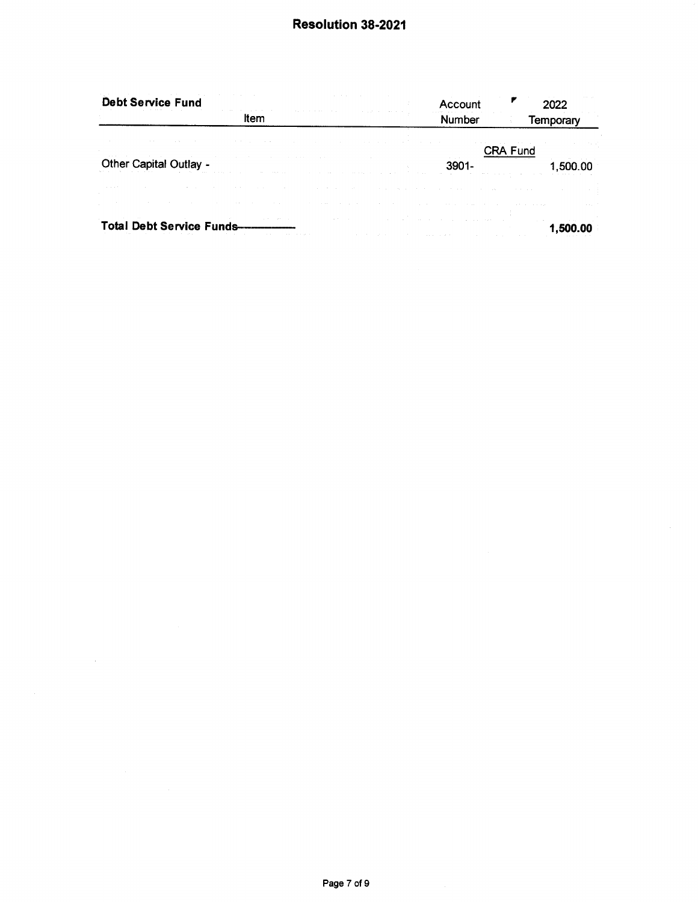## Resolution 38-2021

| Debt Service Fund Item | Account Number | 2022 Temporary |
|---|---|---|
| | CRA Fund | |
| Other Capital Outlay - | 3901- | 1,500.00 |
| **Total Debt Service Funds** | | **1,500.00** |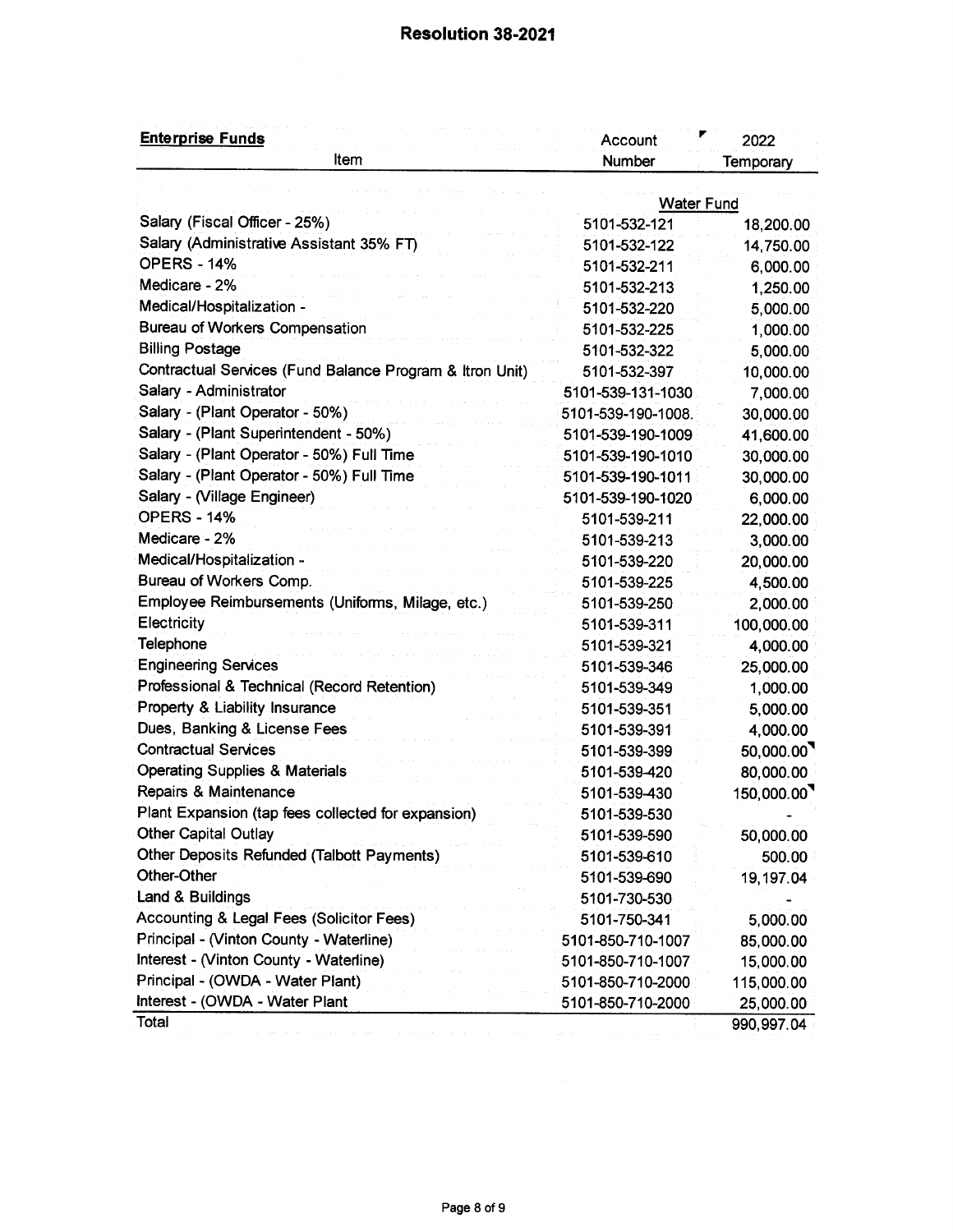# Resolution 38-2021

| **Enterprise Funds**<br>Item | Account Number | 2022 Temporary |
|---|---|---|
| | Water Fund | |
| Salary (Fiscal Officer - 25%) | 5101-532-121 | 18,200.00 |
| Salary (Administrative Assistant 35% FT) | 5101-532-122 | 14,750.00 |
| OPERS - 14% | 5101-532-211 | 6,000.00 |
| Medicare - 2% | 5101-532-213 | 1,250.00 |
| Medical/Hospitalization - | 5101-532-220 | 5,000.00 |
| Bureau of Workers Compensation | 5101-532-225 | 1,000.00 |
| Billing Postage | 5101-532-322 | 5,000.00 |
| Contractual Services (Fund Balance Program & Itron Unit) | 5101-532-397 | 10,000.00 |
| Salary - Administrator | 5101-539-131-1030 | 7,000.00 |
| Salary - (Plant Operator - 50%) | 5101-539-190-1008. | 30,000.00 |
| Salary - (Plant Superintendent - 50%) | 5101-539-190-1009 | 41,600.00 |
| Salary - (Plant Operator - 50%) Full Time | 5101-539-190-1010 | 30,000.00 |
| Salary - (Plant Operator - 50%) Full Time | 5101-539-190-1011 | 30,000.00 |
| Salary - (Village Engineer) | 5101-539-190-1020 | 6,000.00 |
| OPERS - 14% | 5101-539-211 | 22,000.00 |
| Medicare - 2% | 5101-539-213 | 3,000.00 |
| Medical/Hospitalization - | 5101-539-220 | 20,000.00 |
| Bureau of Workers Comp. | 5101-539-225 | 4,500.00 |
| Employee Reimbursements (Uniforms, Milage, etc.) | 5101-539-250 | 2,000.00 |
| Electricity | 5101-539-311 | 100,000.00 |
| Telephone | 5101-539-321 | 4,000.00 |
| Engineering Services | 5101-539-346 | 25,000.00 |
| Professional & Technical (Record Retention) | 5101-539-349 | 1,000.00 |
| Property & Liability Insurance | 5101-539-351 | 5,000.00 |
| Dues, Banking & License Fees | 5101-539-391 | 4,000.00 |
| Contractual Services | 5101-539-399 | 50,000.00 |
| Operating Supplies & Materials | 5101-539-420 | 80,000.00 |
| Repairs & Maintenance | 5101-539-430 | 150,000.00 |
| Plant Expansion (tap fees collected for expansion) | 5101-539-530 | - |
| Other Capital Outlay | 5101-539-590 | 50,000.00 |
| Other Deposits Refunded (Talbott Payments) | 5101-539-610 | 500.00 |
| Other-Other | 5101-539-690 | 19,197.04 |
| Land & Buildings | 5101-730-530 | - |
| Accounting & Legal Fees (Solicitor Fees) | 5101-750-341 | 5,000.00 |
| Principal - (Vinton County - Waterline) | 5101-850-710-1007 | 85,000.00 |
| Interest - (Vinton County - Waterline) | 5101-850-710-1007 | 15,000.00 |
| Principal - (OWDA - Water Plant) | 5101-850-710-2000 | 115,000.00 |
| Interest - (OWDA - Water Plant | 5101-850-710-2000 | 25,000.00 |
| Total | | 990,997.04 |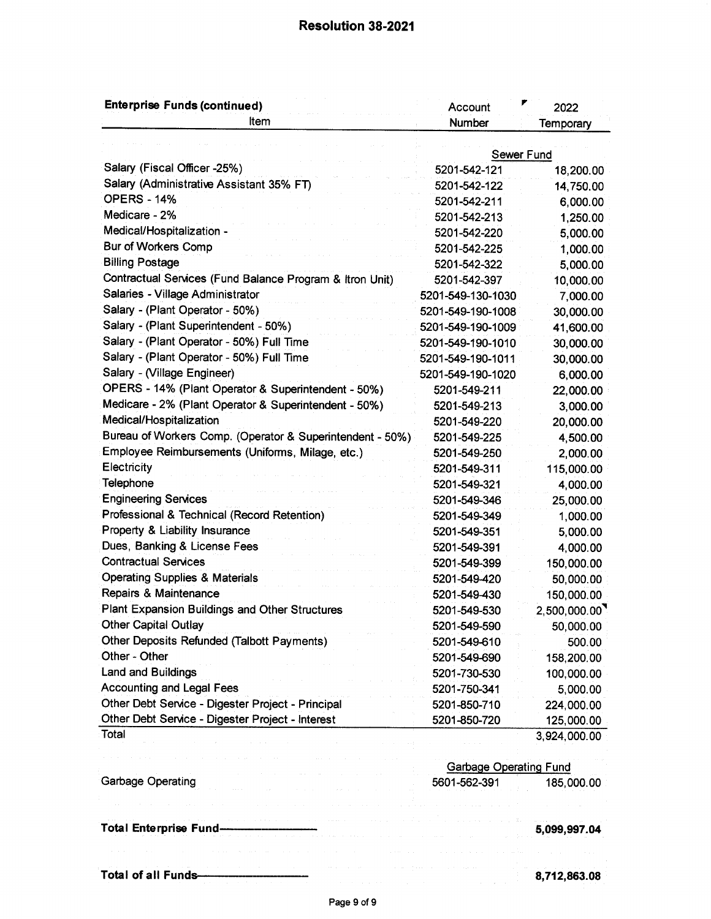# Resolution 38-2021

| Enterprise Funds (continued) Item | Account Number | 2022 Temporary |
|---|---|---|
| | Sewer Fund | |
| Salary (Fiscal Officer -25%) | 5201-542-121 | 18,200.00 |
| Salary (Administrative Assistant 35% FT) | 5201-542-122 | 14,750.00 |
| OPERS - 14% | 5201-542-211 | 6,000.00 |
| Medicare - 2% | 5201-542-213 | 1,250.00 |
| Medical/Hospitalization - | 5201-542-220 | 5,000.00 |
| Bur of Workers Comp | 5201-542-225 | 1,000.00 |
| Billing Postage | 5201-542-322 | 5,000.00 |
| Contractual Services (Fund Balance Program & Itron Unit) | 5201-542-397 | 10,000.00 |
| Salaries - Village Administrator | 5201-549-130-1030 | 7,000.00 |
| Salary - (Plant Operator - 50%) | 5201-549-190-1008 | 30,000.00 |
| Salary - (Plant Superintendent - 50%) | 5201-549-190-1009 | 41,600.00 |
| Salary - (Plant Operator - 50%) Full Time | 5201-549-190-1010 | 30,000.00 |
| Salary - (Plant Operator - 50%) Full Time | 5201-549-190-1011 | 30,000.00 |
| Salary - (Village Engineer) | 5201-549-190-1020 | 6,000.00 |
| OPERS - 14% (Plant Operator & Superintendent - 50%) | 5201-549-211 | 22,000.00 |
| Medicare - 2% (Plant Operator & Superintendent - 50%) | 5201-549-213 | 3,000.00 |
| Medical/Hospitalization | 5201-549-220 | 20,000.00 |
| Bureau of Workers Comp. (Operator & Superintendent - 50%) | 5201-549-225 | 4,500.00 |
| Employee Reimbursements (Uniforms, Milage, etc.) | 5201-549-250 | 2,000.00 |
| Electricity | 5201-549-311 | 115,000.00 |
| Telephone | 5201-549-321 | 4,000.00 |
| Engineering Services | 5201-549-346 | 25,000.00 |
| Professional & Technical (Record Retention) | 5201-549-349 | 1,000.00 |
| Property & Liability Insurance | 5201-549-351 | 5,000.00 |
| Dues, Banking & License Fees | 5201-549-391 | 4,000.00 |
| Contractual Services | 5201-549-399 | 150,000.00 |
| Operating Supplies & Materials | 5201-549-420 | 50,000.00 |
| Repairs & Maintenance | 5201-549-430 | 150,000.00 |
| Plant Expansion Buildings and Other Structures | 5201-549-530 | 2,500,000.00 |
| Other Capital Outlay | 5201-549-590 | 50,000.00 |
| Other Deposits Refunded (Talbott Payments) | 5201-549-610 | 500.00 |
| Other - Other | 5201-549-690 | 158,200.00 |
| Land and Buildings | 5201-730-530 | 100,000.00 |
| Accounting and Legal Fees | 5201-750-341 | 5,000.00 |
| Other Debt Service - Digester Project - Principal | 5201-850-710 | 224,000.00 |
| Other Debt Service - Digester Project - Interest | 5201-850-720 | 125,000.00 |
| Total | | 3,924,000.00 |
| | Garbage Operating Fund | |
| Garbage Operating | 5601-562-391 | 185,000.00 |
| **Total Enterprise Fund** | | **5,099,997.04** |
| **Total of all Funds** | | **8,712,863.08** |